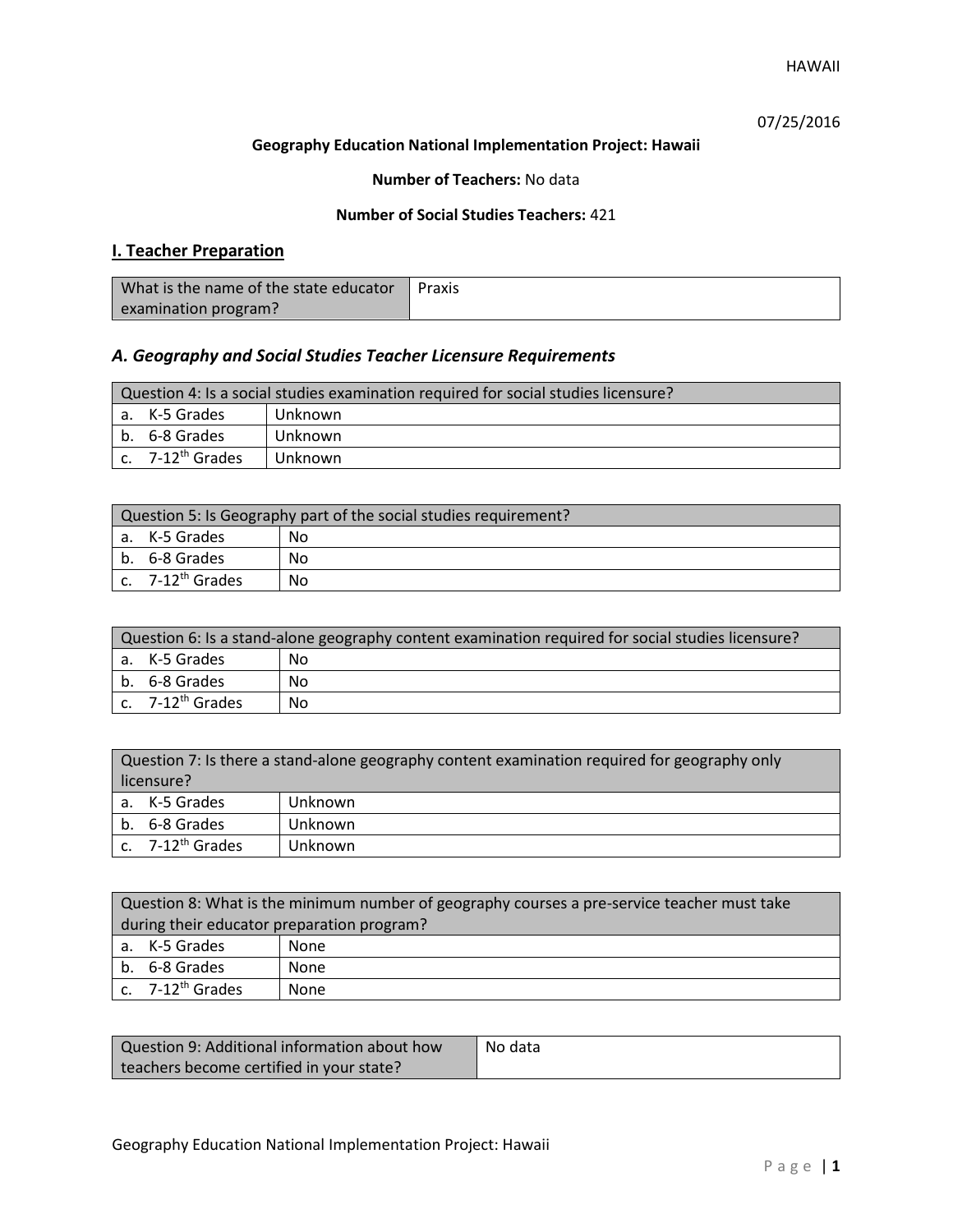HAWAII

07/25/2016

**Geography Education National Implementation Project: Hawaii**

**Number of Teachers:** No data

**Number of Social Studies Teachers:** 421

## I. Teacher Preparation

| What is the name of the state educator examination program? | Praxis |
|---|---|

### *A. Geography and Social Studies Teacher Licensure Requirements*

| Question 4: Is a social studies examination required for social studies licensure? | |
|---|---|
| a. K-5 Grades | Unknown |
| b. 6-8 Grades | Unknown |
| c. 7-12th Grades | Unknown |

| Question 5: Is Geography part of the social studies requirement? | |
|---|---|
| a. K-5 Grades | No |
| b. 6-8 Grades | No |
| c. 7-12th Grades | No |

| Question 6: Is a stand-alone geography content examination required for social studies licensure? | |
|---|---|
| a. K-5 Grades | No |
| b. 6-8 Grades | No |
| c. 7-12th Grades | No |

| Question 7: Is there a stand-alone geography content examination required for geography only licensure? | |
|---|---|
| a. K-5 Grades | Unknown |
| b. 6-8 Grades | Unknown |
| c. 7-12th Grades | Unknown |

| Question 8: What is the minimum number of geography courses a pre-service teacher must take during their educator preparation program? | |
|---|---|
| a. K-5 Grades | None |
| b. 6-8 Grades | None |
| c. 7-12th Grades | None |

| Question 9: Additional information about how teachers become certified in your state? | No data |
|---|---|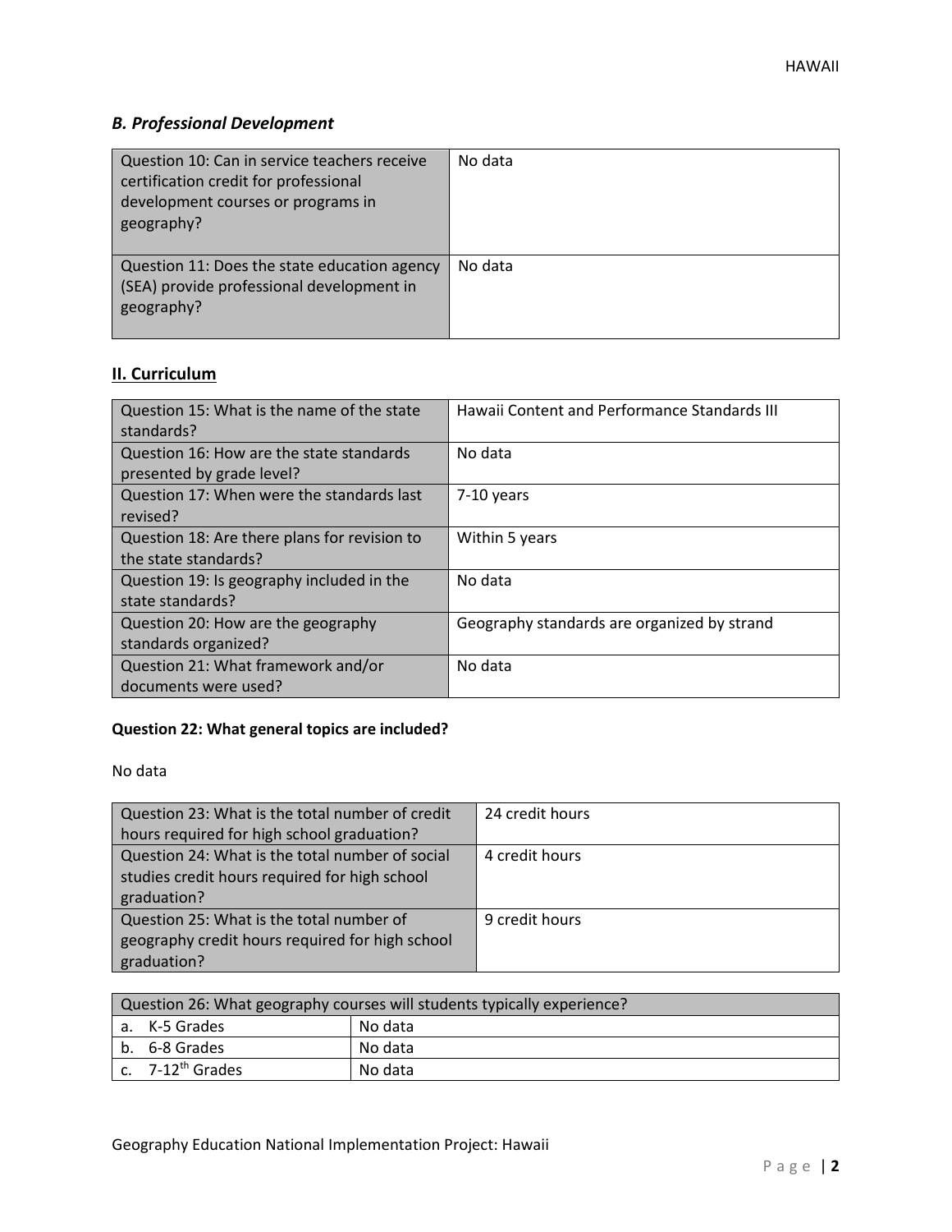### *B. Professional Development*

| | |
|---|---|
| Question 10: Can in service teachers receive certification credit for professional development courses or programs in geography? | No data |
| Question 11: Does the state education agency (SEA) provide professional development in geography? | No data |

## II. Curriculum

| | |
|---|---|
| Question 15: What is the name of the state standards? | Hawaii Content and Performance Standards III |
| Question 16: How are the state standards presented by grade level? | No data |
| Question 17: When were the standards last revised? | 7-10 years |
| Question 18: Are there plans for revision to the state standards? | Within 5 years |
| Question 19: Is geography included in the state standards? | No data |
| Question 20: How are the geography standards organized? | Geography standards are organized by strand |
| Question 21: What framework and/or documents were used? | No data |

**Question 22: What general topics are included?**

No data

| | |
|---|---|
| Question 23: What is the total number of credit hours required for high school graduation? | 24 credit hours |
| Question 24: What is the total number of social studies credit hours required for high school graduation? | 4 credit hours |
| Question 25: What is the total number of geography credit hours required for high school graduation? | 9 credit hours |

| Question 26: What geography courses will students typically experience? | |
|---|---|
| a. K-5 Grades | No data |
| b. 6-8 Grades | No data |
| c. 7-12th Grades | No data |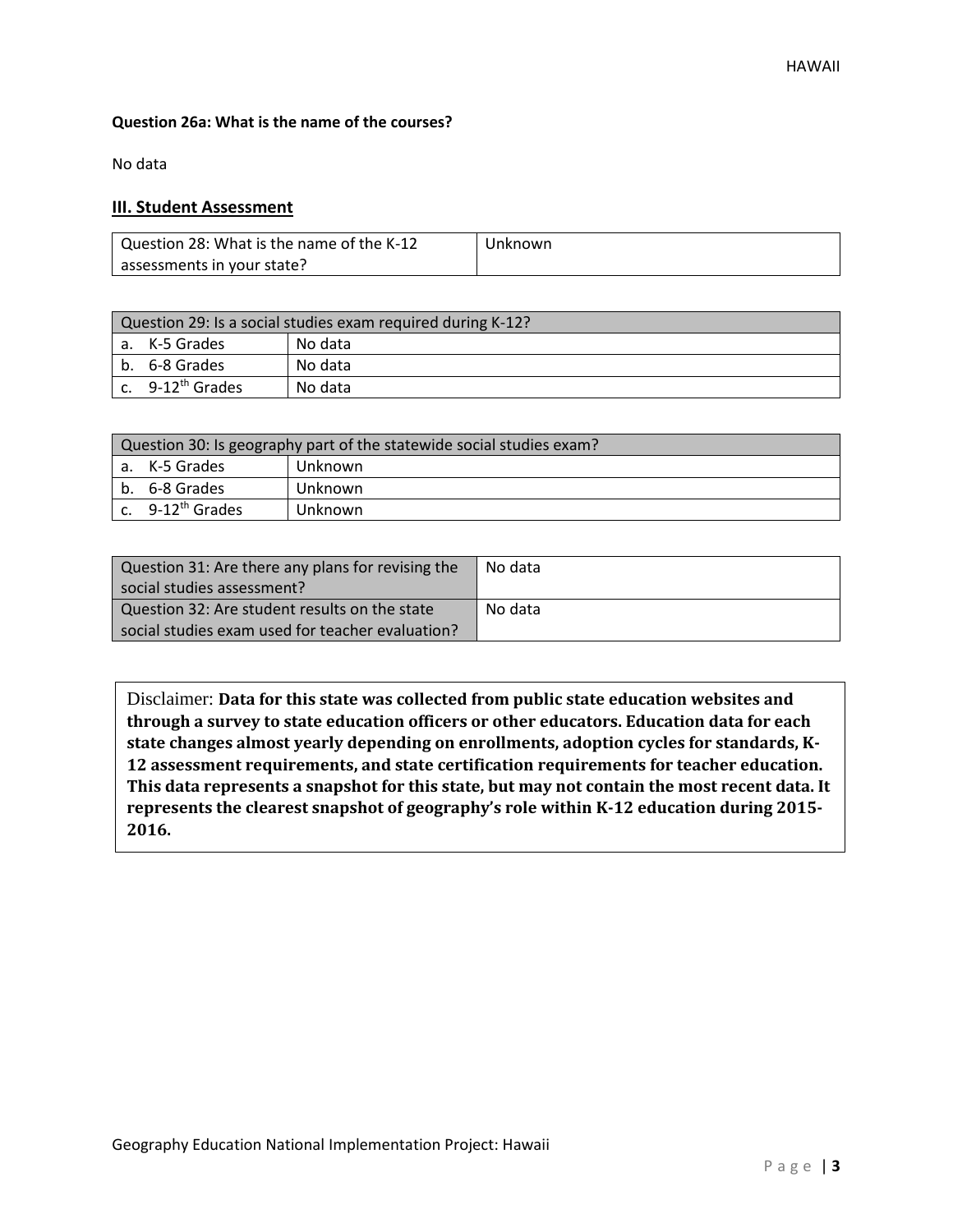**Question 26a: What is the name of the courses?**

No data

## III. Student Assessment

| | |
|---|---|
| Question 28: What is the name of the K-12 assessments in your state? | Unknown |

| Question 29: Is a social studies exam required during K-12? | |
|---|---|
| a. K-5 Grades | No data |
| b. 6-8 Grades | No data |
| c. 9-12th Grades | No data |

| Question 30: Is geography part of the statewide social studies exam? | |
|---|---|
| a. K-5 Grades | Unknown |
| b. 6-8 Grades | Unknown |
| c. 9-12th Grades | Unknown |

| | |
|---|---|
| Question 31: Are there any plans for revising the social studies assessment? | No data |
| Question 32: Are student results on the state social studies exam used for teacher evaluation? | No data |

Disclaimer: **Data for this state was collected from public state education websites and through a survey to state education officers or other educators. Education data for each state changes almost yearly depending on enrollments, adoption cycles for standards, K-12 assessment requirements, and state certification requirements for teacher education. This data represents a snapshot for this state, but may not contain the most recent data. It represents the clearest snapshot of geography's role within K-12 education during 2015-2016.**